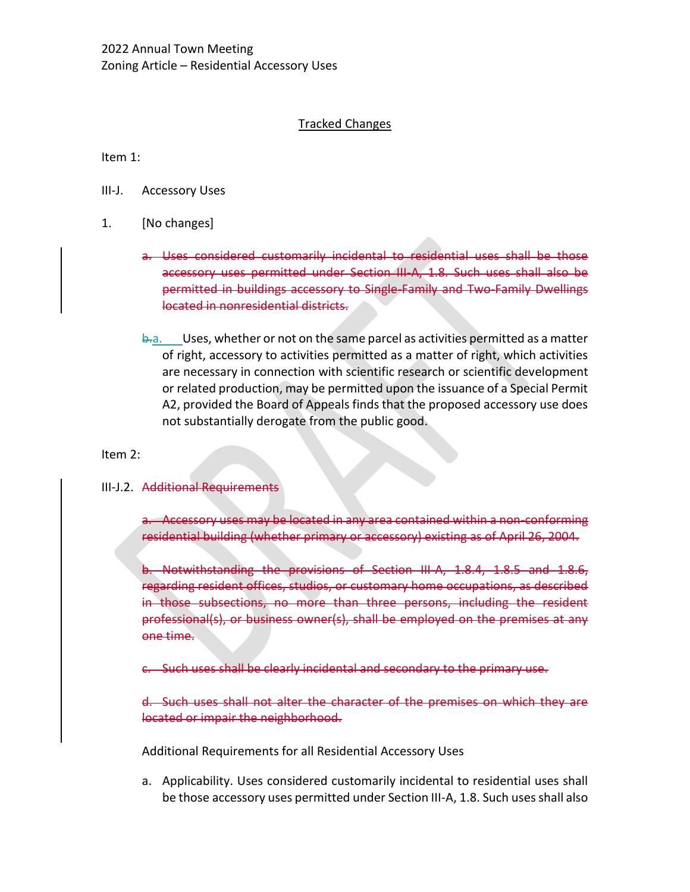2022 Annual Town Meeting
Zoning Article – Residential Accessory Uses

Tracked Changes

Item 1:

III-J. Accessory Uses

1. [No changes]

~~a. Uses considered customarily incidental to residential uses shall be those accessory uses permitted under Section III-A, 1.8. Such uses shall also be permitted in buildings accessory to Single-Family and Two-Family Dwellings located in nonresidential districts.~~

~~b.~~a. Uses, whether or not on the same parcel as activities permitted as a matter of right, accessory to activities permitted as a matter of right, which activities are necessary in connection with scientific research or scientific development or related production, may be permitted upon the issuance of a Special Permit A2, provided the Board of Appeals finds that the proposed accessory use does not substantially derogate from the public good.

Item 2:

III-J.2. ~~Additional Requirements~~

~~a. Accessory uses may be located in any area contained within a non-conforming residential building (whether primary or accessory) existing as of April 26, 2004.~~

~~b. Notwithstanding the provisions of Section III-A, 1.8.4, 1.8.5 and 1.8.6, regarding resident offices, studios, or customary home occupations, as described in those subsections, no more than three persons, including the resident professional(s), or business owner(s), shall be employed on the premises at any one time.~~

~~c. Such uses shall be clearly incidental and secondary to the primary use.~~

~~d. Such uses shall not alter the character of the premises on which they are located or impair the neighborhood.~~

Additional Requirements for all Residential Accessory Uses

a. Applicability. Uses considered customarily incidental to residential uses shall be those accessory uses permitted under Section III-A, 1.8. Such uses shall also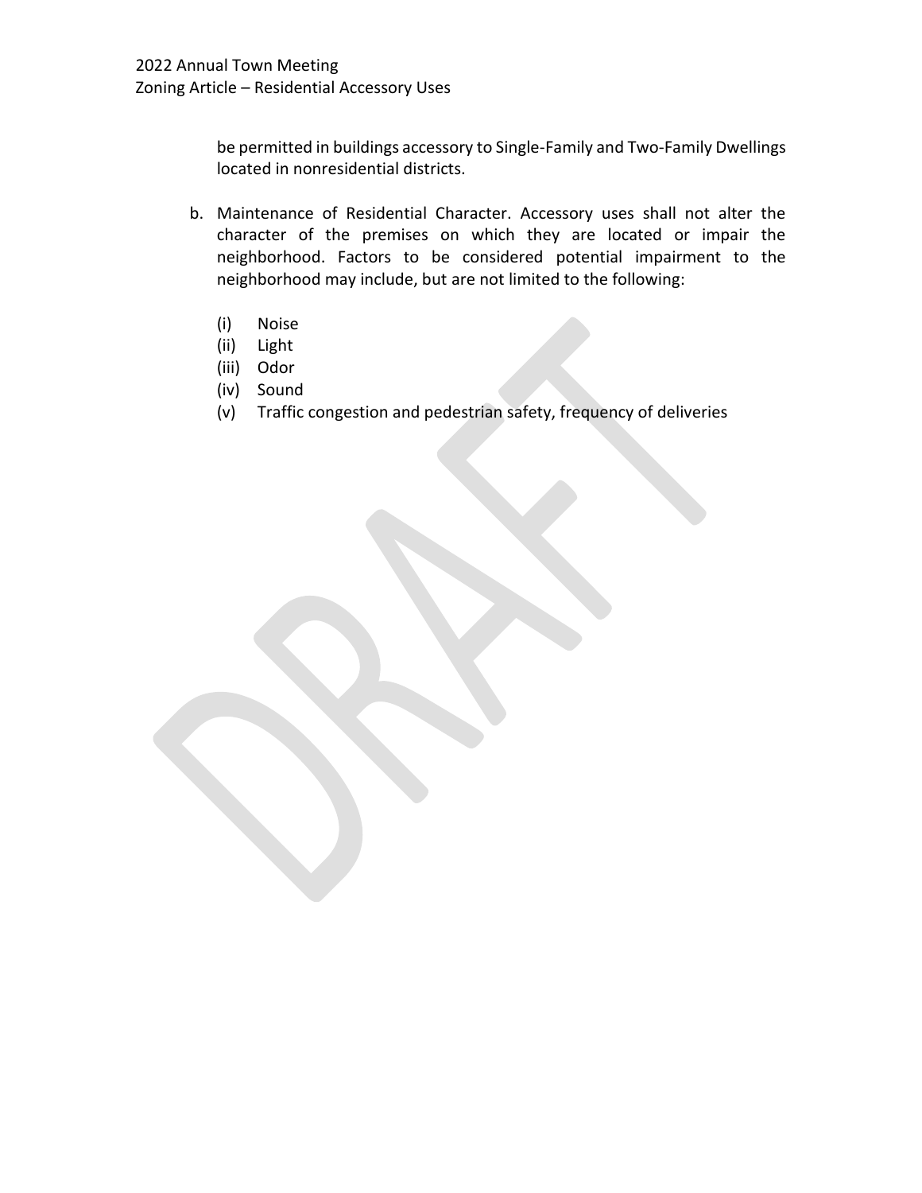be permitted in buildings accessory to Single-Family and Two-Family Dwellings located in nonresidential districts.

b. Maintenance of Residential Character. Accessory uses shall not alter the character of the premises on which they are located or impair the neighborhood. Factors to be considered potential impairment to the neighborhood may include, but are not limited to the following:

   (i) Noise
   (ii) Light
   (iii) Odor
   (iv) Sound
   (v) Traffic congestion and pedestrian safety, frequency of deliveries